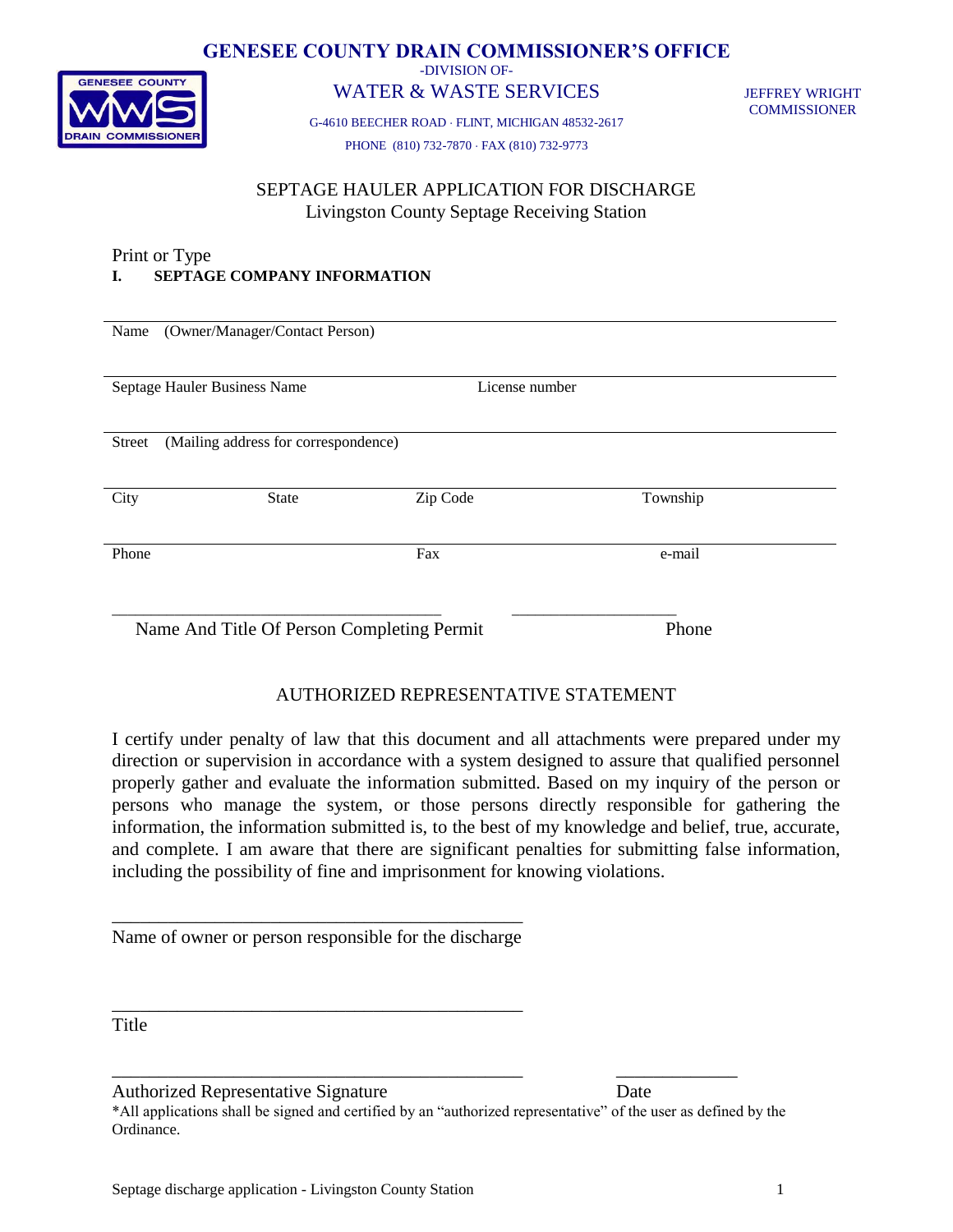# GENESEE COUNTY DRAIN COMMISSIONER'S OFFICE

-DIVISION OF-

WATER & WASTE SERVICES

JEFFREY WRIGHT
COMMISSIONER

G-4610 BEECHER ROAD · FLINT, MICHIGAN 48532-2617

PHONE (810) 732-7870 · FAX (810) 732-9773

## SEPTAGE HAULER APPLICATION FOR DISCHARGE
Livingston County Septage Receiving Station

Print or Type

**I. SEPTAGE COMPANY INFORMATION**

Name (Owner/Manager/Contact Person)

Septage Hauler Business Name  License number

Street (Mailing address for correspondence)

City  State  Zip Code  Township

Phone  Fax  e-mail

\_\_\_\_\_\_\_\_\_\_\_\_\_\_\_\_\_\_\_\_\_\_\_\_\_\_\_\_\_\_\_\_\_\_\_\_\_\_\_  \_\_\_\_\_\_\_\_\_\_\_\_\_\_\_\_\_\_\_\_

Name And Title Of Person Completing Permit  Phone

## AUTHORIZED REPRESENTATIVE STATEMENT

I certify under penalty of law that this document and all attachments were prepared under my direction or supervision in accordance with a system designed to assure that qualified personnel properly gather and evaluate the information submitted. Based on my inquiry of the person or persons who manage the system, or those persons directly responsible for gathering the information, the information submitted is, to the best of my knowledge and belief, true, accurate, and complete. I am aware that there are significant penalties for submitting false information, including the possibility of fine and imprisonment for knowing violations.

\_\_\_\_\_\_\_\_\_\_\_\_\_\_\_\_\_\_\_\_\_\_\_\_\_\_\_\_\_\_\_\_\_\_\_\_\_\_\_\_\_\_\_\_\_

Name of owner or person responsible for the discharge

\_\_\_\_\_\_\_\_\_\_\_\_\_\_\_\_\_\_\_\_\_\_\_\_\_\_\_\_\_\_\_\_\_\_\_\_\_\_\_\_\_\_\_\_\_

Title

\_\_\_\_\_\_\_\_\_\_\_\_\_\_\_\_\_\_\_\_\_\_\_\_\_\_\_\_\_\_\_\_\_\_\_\_\_\_\_\_\_\_\_\_\_  \_\_\_\_\_\_\_\_\_\_\_\_\_\_

Authorized Representative Signature  Date

*All applications shall be signed and certified by an "authorized representative" of the user as defined by the Ordinance.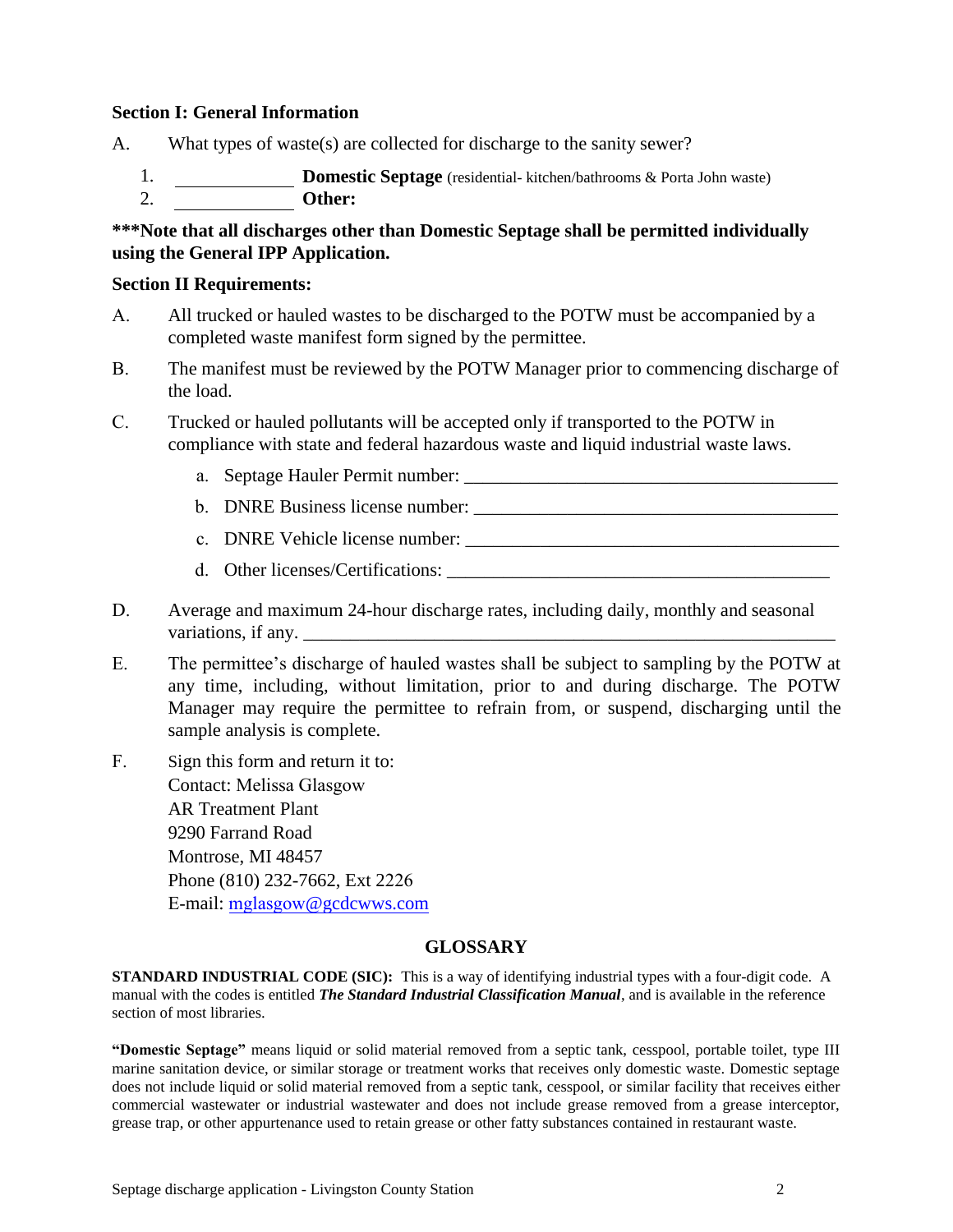### Section I: General Information

A. What types of waste(s) are collected for discharge to the sanity sewer?

1. \_\_\_\_\_\_\_\_\_\_\_\_ **Domestic Septage** (residential- kitchen/bathrooms & Porta John waste)
2. \_\_\_\_\_\_\_\_\_\_\_\_ **Other:**

**\*\*\*Note that all discharges other than Domestic Septage shall be permitted individually using the General IPP Application.**

### Section II Requirements:

A. All trucked or hauled wastes to be discharged to the POTW must be accompanied by a completed waste manifest form signed by the permittee.

B. The manifest must be reviewed by the POTW Manager prior to commencing discharge of the load.

C. Trucked or hauled pollutants will be accepted only if transported to the POTW in compliance with state and federal hazardous waste and liquid industrial waste laws.

   a. Septage Hauler Permit number: \_\_\_\_\_\_\_\_\_\_\_\_\_\_\_\_\_\_\_\_\_\_\_\_\_\_\_\_\_\_\_\_\_\_\_\_\_\_\_\_

   b. DNRE Business license number: \_\_\_\_\_\_\_\_\_\_\_\_\_\_\_\_\_\_\_\_\_\_\_\_\_\_\_\_\_\_\_\_\_\_\_\_\_\_

   c. DNRE Vehicle license number: \_\_\_\_\_\_\_\_\_\_\_\_\_\_\_\_\_\_\_\_\_\_\_\_\_\_\_\_\_\_\_\_\_\_\_\_\_\_\_\_

   d. Other licenses/Certifications: \_\_\_\_\_\_\_\_\_\_\_\_\_\_\_\_\_\_\_\_\_\_\_\_\_\_\_\_\_\_\_\_\_\_\_\_\_\_\_\_

D. Average and maximum 24-hour discharge rates, including daily, monthly and seasonal variations, if any. \_\_\_\_\_\_\_\_\_\_\_\_\_\_\_\_\_\_\_\_\_\_\_\_\_\_\_\_\_\_\_\_\_\_\_\_\_\_\_\_\_\_\_\_\_\_\_\_\_\_\_\_\_\_

E. The permittee's discharge of hauled wastes shall be subject to sampling by the POTW at any time, including, without limitation, prior to and during discharge. The POTW Manager may require the permittee to refrain from, or suspend, discharging until the sample analysis is complete.

F. Sign this form and return it to:
Contact: Melissa Glasgow
AR Treatment Plant
9290 Farrand Road
Montrose, MI 48457
Phone (810) 232-7662, Ext 2226
E-mail: mglasgow@gcdcwws.com

## GLOSSARY

**STANDARD INDUSTRIAL CODE (SIC):** This is a way of identifying industrial types with a four-digit code. A manual with the codes is entitled ***The Standard Industrial Classification Manual***, and is available in the reference section of most libraries.

**"Domestic Septage"** means liquid or solid material removed from a septic tank, cesspool, portable toilet, type III marine sanitation device, or similar storage or treatment works that receives only domestic waste. Domestic septage does not include liquid or solid material removed from a septic tank, cesspool, or similar facility that receives either commercial wastewater or industrial wastewater and does not include grease removed from a grease interceptor, grease trap, or other appurtenance used to retain grease or other fatty substances contained in restaurant waste.